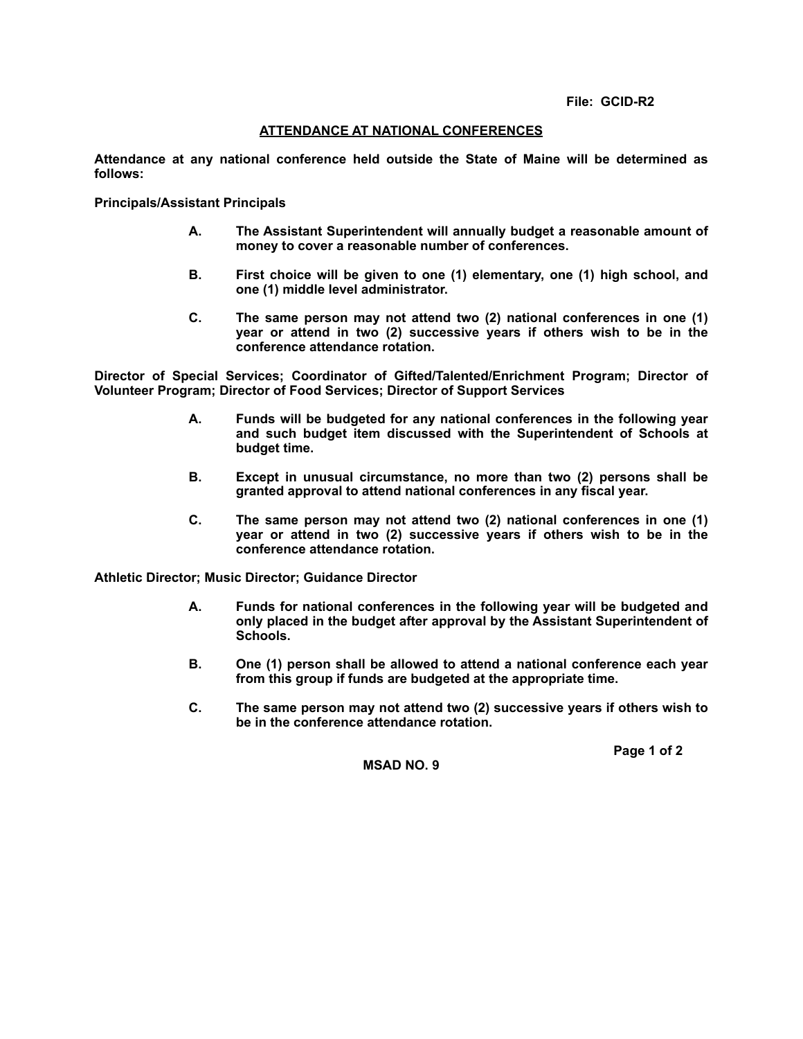File: GCID-R2

# ATTENDANCE AT NATIONAL CONFERENCES

**Attendance at any national conference held outside the State of Maine will be determined as follows:**

**Principals/Assistant Principals**

- **A.** **The Assistant Superintendent will annually budget a reasonable amount of money to cover a reasonable number of conferences.**
- **B.** **First choice will be given to one (1) elementary, one (1) high school, and one (1) middle level administrator.**
- **C.** **The same person may not attend two (2) national conferences in one (1) year or attend in two (2) successive years if others wish to be in the conference attendance rotation.**

**Director of Special Services; Coordinator of Gifted/Talented/Enrichment Program; Director of Volunteer Program; Director of Food Services; Director of Support Services**

- **A.** **Funds will be budgeted for any national conferences in the following year and such budget item discussed with the Superintendent of Schools at budget time.**
- **B.** **Except in unusual circumstance, no more than two (2) persons shall be granted approval to attend national conferences in any fiscal year.**
- **C.** **The same person may not attend two (2) national conferences in one (1) year or attend in two (2) successive years if others wish to be in the conference attendance rotation.**

**Athletic Director; Music Director; Guidance Director**

- **A.** **Funds for national conferences in the following year will be budgeted and only placed in the budget after approval by the Assistant Superintendent of Schools.**
- **B.** **One (1) person shall be allowed to attend a national conference each year from this group if funds are budgeted at the appropriate time.**
- **C.** **The same person may not attend two (2) successive years if others wish to be in the conference attendance rotation.**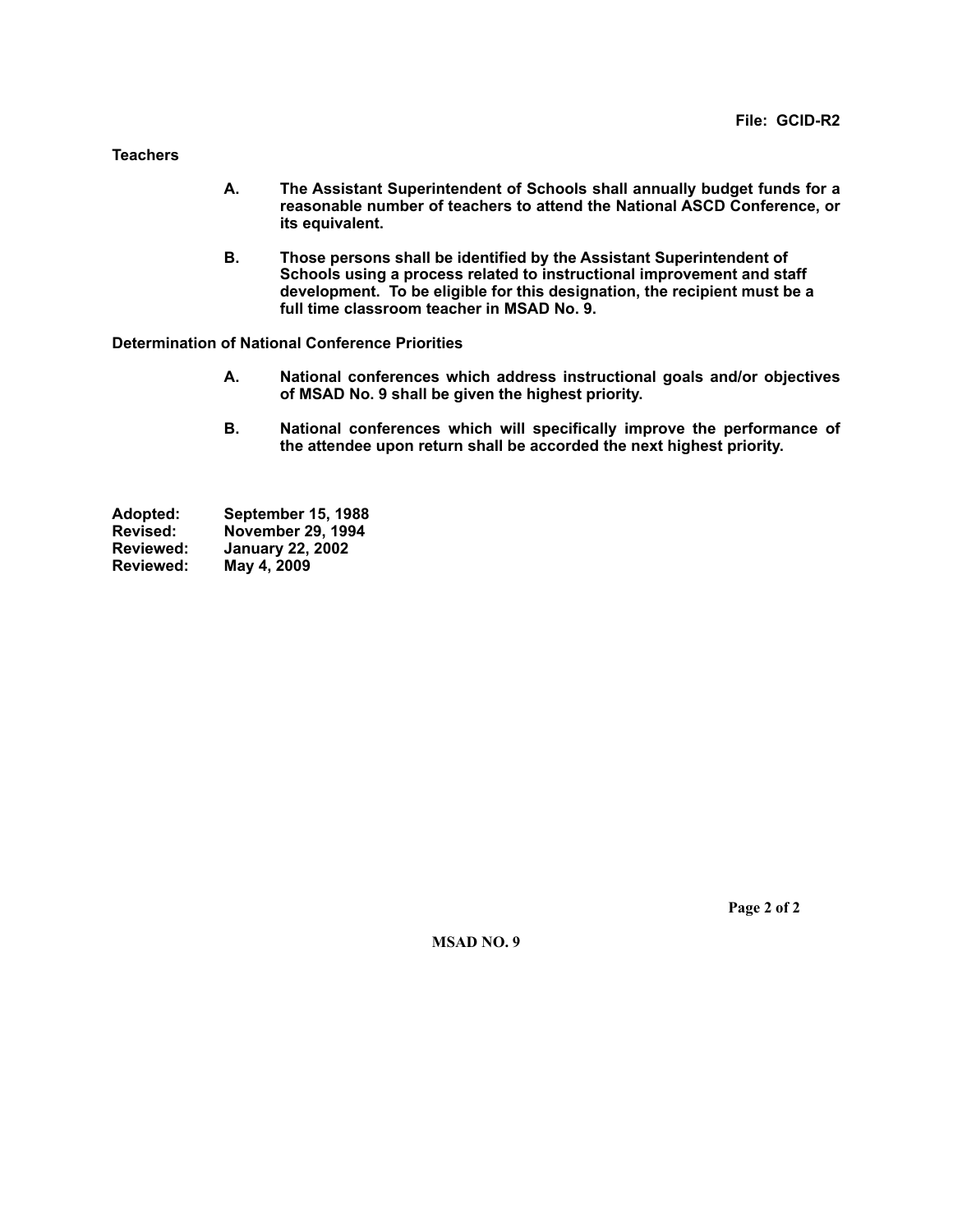**Teachers**

- **A.** **The Assistant Superintendent of Schools shall annually budget funds for a reasonable number of teachers to attend the National ASCD Conference, or its equivalent.**

- **B.** **Those persons shall be identified by the Assistant Superintendent of Schools using a process related to instructional improvement and staff development. To be eligible for this designation, the recipient must be a full time classroom teacher in MSAD No. 9.**

**Determination of National Conference Priorities**

- **A.** **National conferences which address instructional goals and/or objectives of MSAD No. 9 shall be given the highest priority.**

- **B.** **National conferences which will specifically improve the performance of the attendee upon return shall be accorded the next highest priority.**

**Adopted:** **September 15, 1988**
**Revised:** **November 29, 1994**
**Reviewed:** **January 22, 2002**
**Reviewed:** **May 4, 2009**